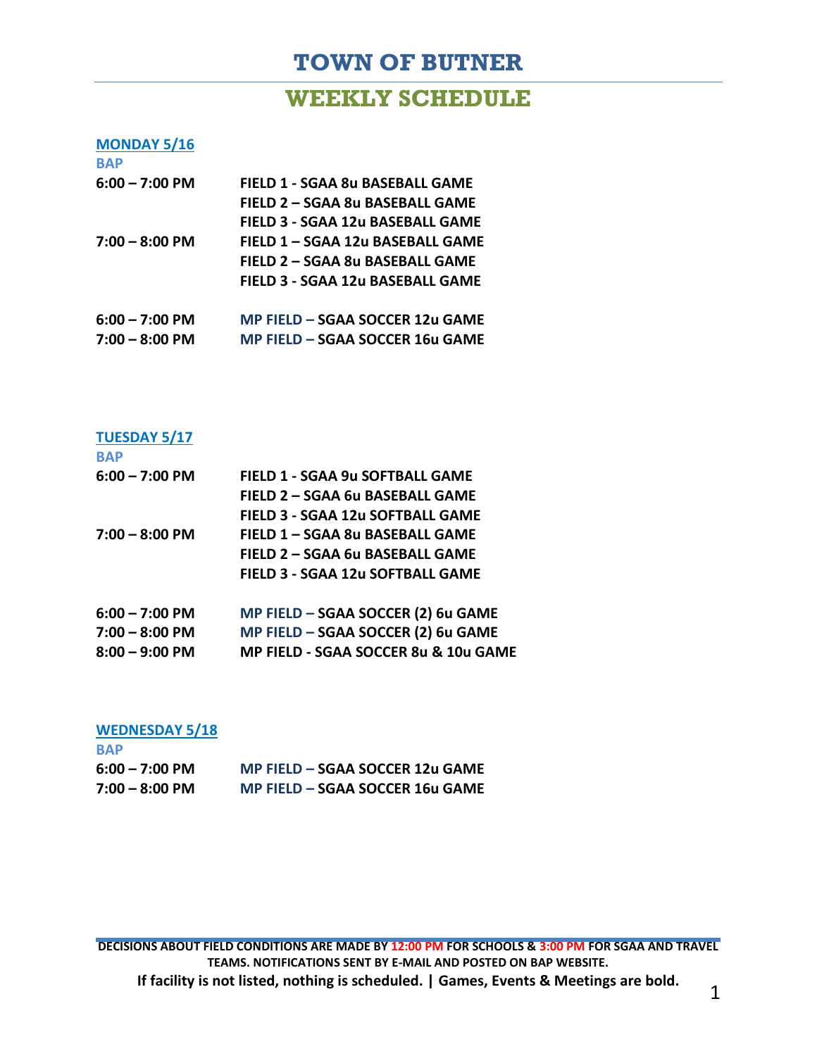# TOWN OF BUTNER

## WEEKLY SCHEDULE

**MONDAY 5/16**

**BAP**

| | |
|---|---|
| **6:00 – 7:00 PM** | **FIELD 1 - SGAA 8u BASEBALL GAME** |
| | **FIELD 2 – SGAA 8u BASEBALL GAME** |
| | **FIELD 3 - SGAA 12u BASEBALL GAME** |
| **7:00 – 8:00 PM** | **FIELD 1 – SGAA 12u BASEBALL GAME** |
| | **FIELD 2 – SGAA 8u BASEBALL GAME** |
| | **FIELD 3 - SGAA 12u BASEBALL GAME** |
| | |
| **6:00 – 7:00 PM** | **MP FIELD – SGAA SOCCER 12u GAME** |
| **7:00 – 8:00 PM** | **MP FIELD – SGAA SOCCER 16u GAME** |

**TUESDAY 5/17**

**BAP**

| | |
|---|---|
| **6:00 – 7:00 PM** | **FIELD 1 - SGAA 9u SOFTBALL GAME** |
| | **FIELD 2 – SGAA 6u BASEBALL GAME** |
| | **FIELD 3 - SGAA 12u SOFTBALL GAME** |
| **7:00 – 8:00 PM** | **FIELD 1 – SGAA 8u BASEBALL GAME** |
| | **FIELD 2 – SGAA 6u BASEBALL GAME** |
| | **FIELD 3 - SGAA 12u SOFTBALL GAME** |
| | |
| **6:00 – 7:00 PM** | **MP FIELD – SGAA SOCCER (2) 6u GAME** |
| **7:00 – 8:00 PM** | **MP FIELD – SGAA SOCCER (2) 6u GAME** |
| **8:00 – 9:00 PM** | **MP FIELD - SGAA SOCCER 8u & 10u GAME** |

**WEDNESDAY 5/18**

**BAP**

| | |
|---|---|
| **6:00 – 7:00 PM** | **MP FIELD – SGAA SOCCER 12u GAME** |
| **7:00 – 8:00 PM** | **MP FIELD – SGAA SOCCER 16u GAME** |

**DECISIONS ABOUT FIELD CONDITIONS ARE MADE BY 12:00 PM FOR SCHOOLS & 3:00 PM FOR SGAA AND TRAVEL TEAMS. NOTIFICATIONS SENT BY E-MAIL AND POSTED ON BAP WEBSITE.**

**If facility is not listed, nothing is scheduled. | Games, Events & Meetings are bold.**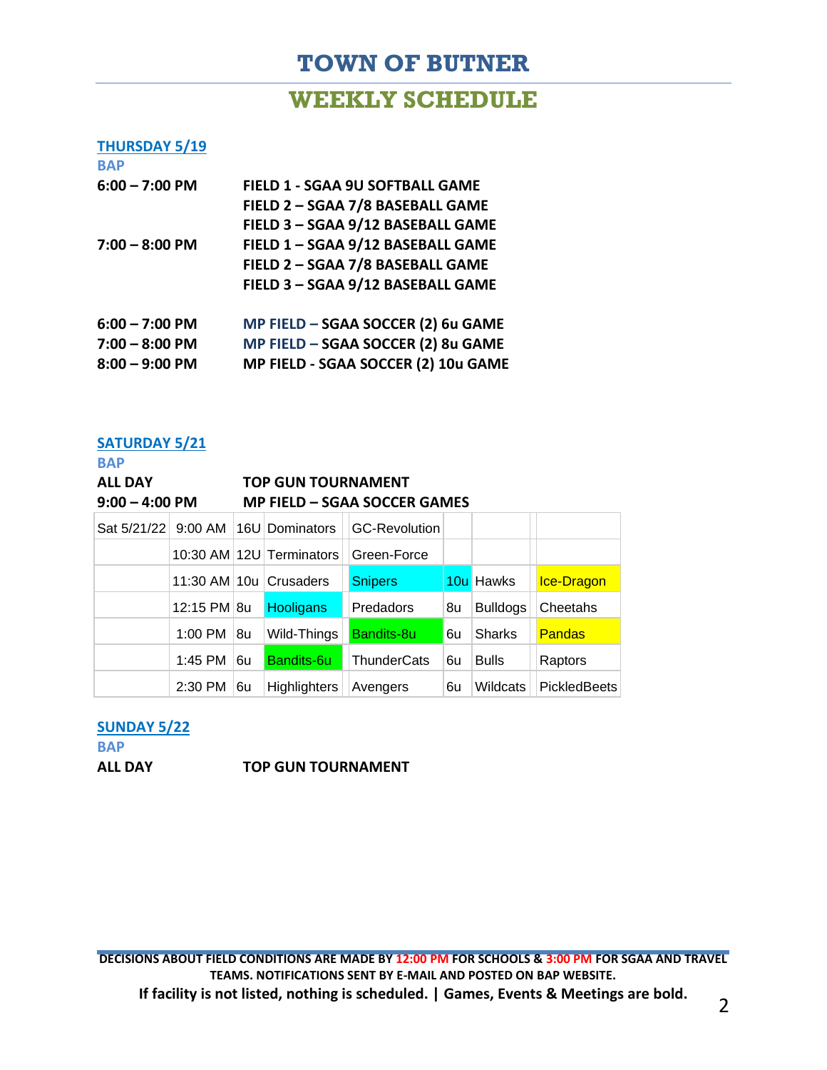# TOWN OF BUTNER

## WEEKLY SCHEDULE

**THURSDAY 5/19**

**BAP**

**6:00 – 7:00 PM** — **FIELD 1 - SGAA 9U SOFTBALL GAME**
**FIELD 2 – SGAA 7/8 BASEBALL GAME**
**FIELD 3 – SGAA 9/12 BASEBALL GAME**

**7:00 – 8:00 PM** — **FIELD 1 – SGAA 9/12 BASEBALL GAME**
**FIELD 2 – SGAA 7/8 BASEBALL GAME**
**FIELD 3 – SGAA 9/12 BASEBALL GAME**

**6:00 – 7:00 PM** — **MP FIELD – SGAA SOCCER (2) 6u GAME**
**7:00 – 8:00 PM** — **MP FIELD – SGAA SOCCER (2) 8u GAME**
**8:00 – 9:00 PM** — **MP FIELD - SGAA SOCCER (2) 10u GAME**

**SATURDAY 5/21**

**BAP**

**ALL DAY** — **TOP GUN TOURNAMENT**
**9:00 – 4:00 PM** — **MP FIELD – SGAA SOCCER GAMES**

| | | | | | | | |
|---|---|---|---|---|---|---|---|
| Sat 5/21/22 | 9:00 AM | 16U | Dominators | GC-Revolution | | | |
| | 10:30 AM | 12U | Terminators | Green-Force | | | |
| | 11:30 AM | 10u | Crusaders | Snipers | 10u | Hawks | Ice-Dragon |
| | 12:15 PM | 8u | Hooligans | Predadors | 8u | Bulldogs | Cheetahs |
| | 1:00 PM | 8u | Wild-Things | Bandits-8u | 6u | Sharks | Pandas |
| | 1:45 PM | 6u | Bandits-6u | ThunderCats | 6u | Bulls | Raptors |
| | 2:30 PM | 6u | Highlighters | Avengers | 6u | Wildcats | PickledBeets |

**SUNDAY 5/22**

**BAP**

**ALL DAY** — **TOP GUN TOURNAMENT**

**DECISIONS ABOUT FIELD CONDITIONS ARE MADE BY 12:00 PM FOR SCHOOLS & 3:00 PM FOR SGAA AND TRAVEL TEAMS. NOTIFICATIONS SENT BY E-MAIL AND POSTED ON BAP WEBSITE.**

**If facility is not listed, nothing is scheduled. | Games, Events & Meetings are bold.**